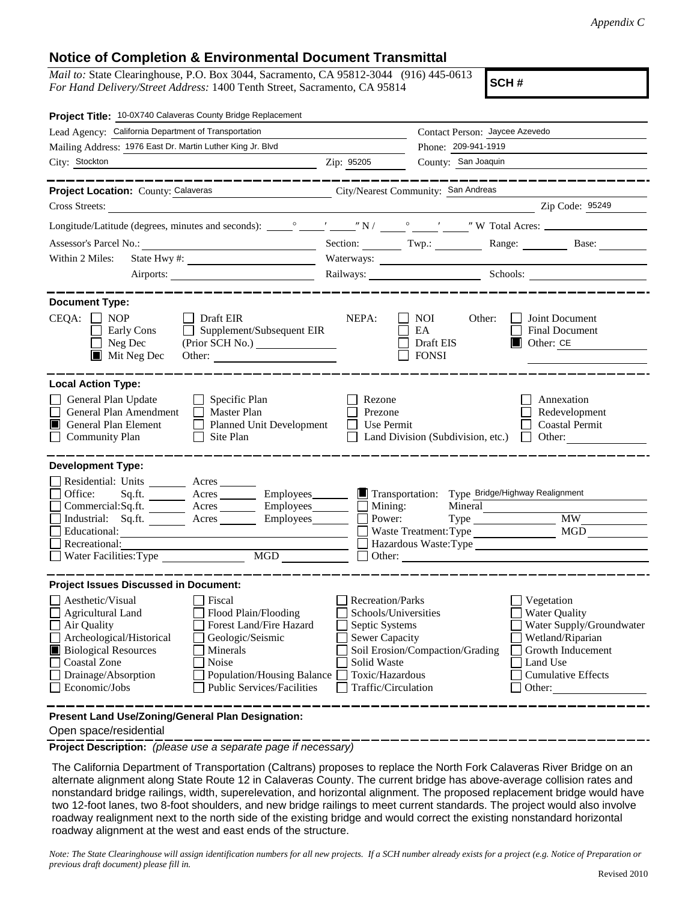*Appendix C*

## Notice of Completion & Environmental Document Transmittal

*Mail to:* State Clearinghouse, P.O. Box 3044, Sacramento, CA 95812-3044 (916) 445-0613
*For Hand Delivery/Street Address:* 1400 Tenth Street, Sacramento, CA 95814

**SCH #**

**Project Title:** 10-0X740 Calaveras County Bridge Replacement

Lead Agency: California Department of Transportation
Contact Person: Jaycee Azevedo
Mailing Address: 1976 East Dr. Martin Luther King Jr. Blvd
Phone: 209-941-1919
City: Stockton
Zip: 95205
County: San Joaquin

---

**Project Location:** County: Calaveras
City/Nearest Community: San Andreas
Cross Streets:
Zip Code: 95249
Longitude/Latitude (degrees, minutes and seconds): \_\_° \_\_′ \_\_″ N / \_\_° \_\_′ \_\_″ W Total Acres:
Assessor's Parcel No.:
Section: Twp.: Range: Base:
Within 2 Miles: State Hwy #:
Waterways:
Airports:
Railways:
Schools:

---

**Document Type:**

CEQA:
- ☐ NOP
- ☐ Early Cons
- ☐ Neg Dec
- ☒ Mit Neg Dec
- ☐ Draft EIR
- ☐ Supplement/Subsequent EIR (Prior SCH No.)
- Other:

NEPA:
- ☐ NOI
- ☐ EA
- ☐ Draft EIS
- ☐ FONSI

Other:
- ☐ Joint Document
- ☐ Final Document
- ☒ Other: CE

---

**Local Action Type:**

- ☐ General Plan Update
- ☐ General Plan Amendment
- ☒ General Plan Element
- ☐ Community Plan
- ☐ Specific Plan
- ☐ Master Plan
- ☐ Planned Unit Development
- ☐ Site Plan
- ☐ Rezone
- ☐ Prezone
- ☐ Use Permit
- ☐ Land Division (Subdivision, etc.)
- ☐ Annexation
- ☐ Redevelopment
- ☐ Coastal Permit
- ☐ Other:

---

**Development Type:**

- ☐ Residential: Units \_\_\_ Acres \_\_\_
- ☐ Office: Sq.ft. \_\_\_ Acres \_\_\_ Employees \_\_\_
- ☐ Commercial: Sq.ft. \_\_\_ Acres \_\_\_ Employees \_\_\_
- ☐ Industrial: Sq.ft. \_\_\_ Acres \_\_\_ Employees \_\_\_
- ☐ Educational:
- ☐ Recreational:
- ☐ Water Facilities: Type \_\_\_ MGD \_\_\_
- ☒ Transportation: Type Bridge/Highway Realignment
- ☐ Mining: Mineral
- ☐ Power: Type \_\_\_ MW
- ☐ Waste Treatment: Type \_\_\_ MGD
- ☐ Hazardous Waste: Type
- ☐ Other:

---

**Project Issues Discussed in Document:**

- ☐ Aesthetic/Visual
- ☐ Agricultural Land
- ☐ Air Quality
- ☐ Archeological/Historical
- ☒ Biological Resources
- ☐ Coastal Zone
- ☐ Drainage/Absorption
- ☐ Economic/Jobs
- ☐ Fiscal
- ☐ Flood Plain/Flooding
- ☐ Forest Land/Fire Hazard
- ☐ Geologic/Seismic
- ☐ Minerals
- ☐ Noise
- ☐ Population/Housing Balance
- ☐ Public Services/Facilities
- ☐ Recreation/Parks
- ☐ Schools/Universities
- ☐ Septic Systems
- ☐ Sewer Capacity
- ☐ Soil Erosion/Compaction/Grading
- ☐ Solid Waste
- ☐ Toxic/Hazardous
- ☐ Traffic/Circulation
- ☐ Vegetation
- ☐ Water Quality
- ☐ Water Supply/Groundwater
- ☐ Wetland/Riparian
- ☐ Growth Inducement
- ☐ Land Use
- ☐ Cumulative Effects
- ☐ Other:

---

**Present Land Use/Zoning/General Plan Designation:**

Open space/residential

**Project Description:** *(please use a separate page if necessary)*

The California Department of Transportation (Caltrans) proposes to replace the North Fork Calaveras River Bridge on an alternate alignment along State Route 12 in Calaveras County. The current bridge has above-average collision rates and nonstandard bridge railings, width, superelevation, and horizontal alignment. The proposed replacement bridge would have two 12-foot lanes, two 8-foot shoulders, and new bridge railings to meet current standards. The project would also involve roadway realignment next to the north side of the existing bridge and would correct the existing nonstandard horizontal roadway alignment at the west and east ends of the structure.

*Note: The State Clearinghouse will assign identification numbers for all new projects. If a SCH number already exists for a project (e.g. Notice of Preparation or previous draft document) please fill in.*

Revised 2010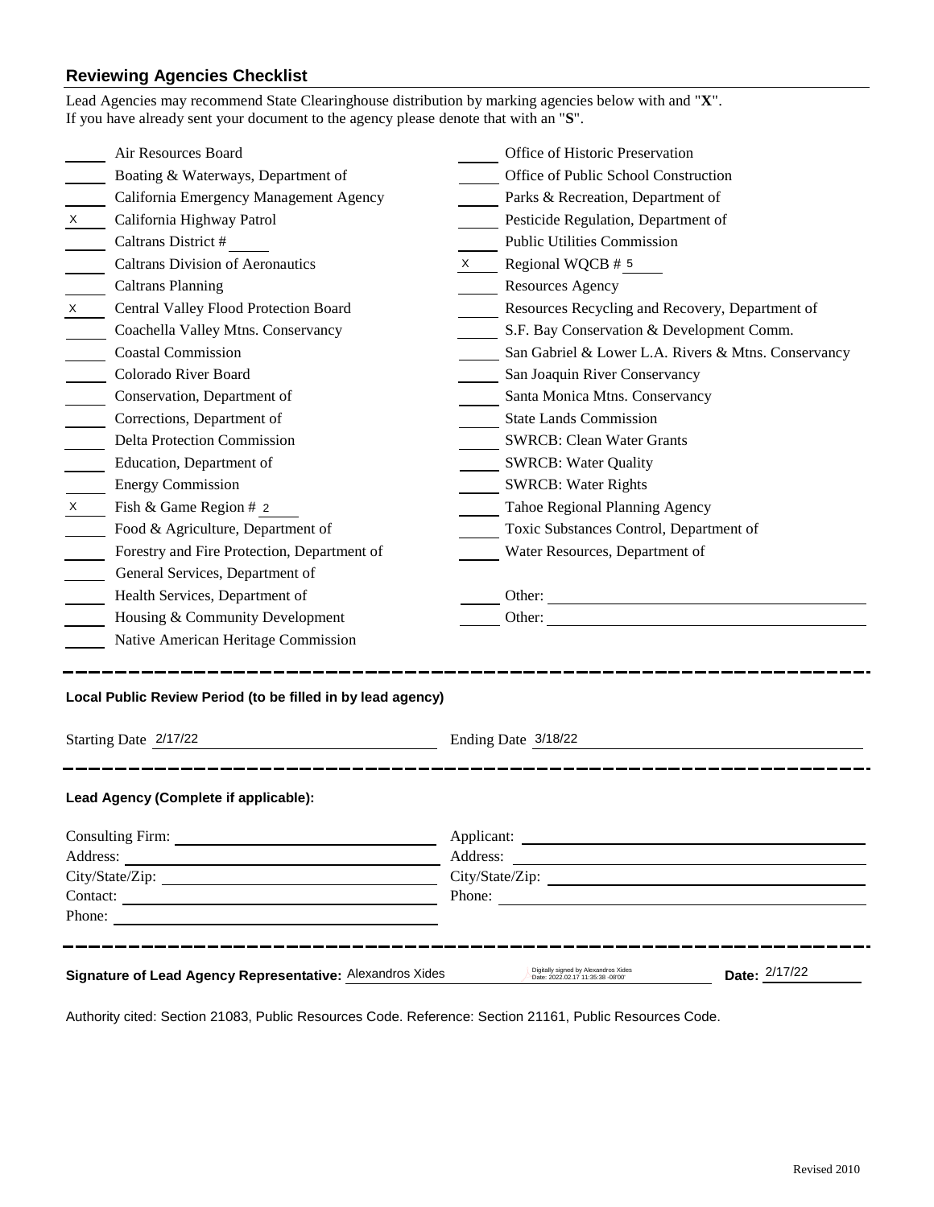## Reviewing Agencies Checklist

Lead Agencies may recommend State Clearinghouse distribution by marking agencies below with and "**X**".
If you have already sent your document to the agency please denote that with an "**S**".

| | | | |
|---|---|---|---|
| | Air Resources Board | | Office of Historic Preservation |
| | Boating & Waterways, Department of | | Office of Public School Construction |
| | California Emergency Management Agency | | Parks & Recreation, Department of |
| X | California Highway Patrol | | Pesticide Regulation, Department of |
| | Caltrans District # | | Public Utilities Commission |
| | Caltrans Division of Aeronautics | X | Regional WQCB # 5 |
| | Caltrans Planning | | Resources Agency |
| X | Central Valley Flood Protection Board | | Resources Recycling and Recovery, Department of |
| | Coachella Valley Mtns. Conservancy | | S.F. Bay Conservation & Development Comm. |
| | Coastal Commission | | San Gabriel & Lower L.A. Rivers & Mtns. Conservancy |
| | Colorado River Board | | San Joaquin River Conservancy |
| | Conservation, Department of | | Santa Monica Mtns. Conservancy |
| | Corrections, Department of | | State Lands Commission |
| | Delta Protection Commission | | SWRCB: Clean Water Grants |
| | Education, Department of | | SWRCB: Water Quality |
| | Energy Commission | | SWRCB: Water Rights |
| X | Fish & Game Region # 2 | | Tahoe Regional Planning Agency |
| | Food & Agriculture, Department of | | Toxic Substances Control, Department of |
| | Forestry and Fire Protection, Department of | | Water Resources, Department of |
| | General Services, Department of | | |
| | Health Services, Department of | | Other: |
| | Housing & Community Development | | Other: |
| | Native American Heritage Commission | | |

---

### Local Public Review Period (to be filled in by lead agency)

Starting Date 2/17/22 Ending Date 3/18/22

---

### Lead Agency (Complete if applicable):

Consulting Firm:
Address:
City/State/Zip:
Contact:
Phone:

Applicant:
Address:
City/State/Zip:
Phone:

---

**Signature of Lead Agency Representative:** Alexandros Xides Digitally signed by Alexandros Xides Date: 2022.02.17 11:35:38 -08'00' **Date:** 2/17/22

Authority cited: Section 21083, Public Resources Code. Reference: Section 21161, Public Resources Code.

Revised 2010